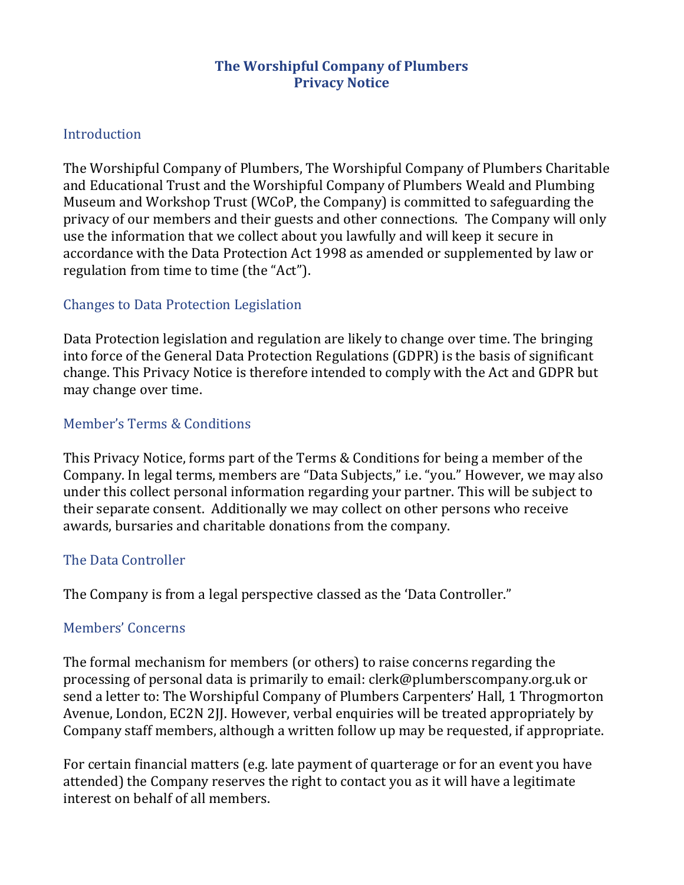# The Worshipful Company of Plumbers
# Privacy Notice

## Introduction

The Worshipful Company of Plumbers, The Worshipful Company of Plumbers Charitable and Educational Trust and the Worshipful Company of Plumbers Weald and Plumbing Museum and Workshop Trust (WCoP, the Company) is committed to safeguarding the privacy of our members and their guests and other connections. The Company will only use the information that we collect about you lawfully and will keep it secure in accordance with the Data Protection Act 1998 as amended or supplemented by law or regulation from time to time (the "Act").

## Changes to Data Protection Legislation

Data Protection legislation and regulation are likely to change over time. The bringing into force of the General Data Protection Regulations (GDPR) is the basis of significant change. This Privacy Notice is therefore intended to comply with the Act and GDPR but may change over time.

## Member's Terms & Conditions

This Privacy Notice, forms part of the Terms & Conditions for being a member of the Company. In legal terms, members are "Data Subjects," i.e. "you." However, we may also under this collect personal information regarding your partner. This will be subject to their separate consent. Additionally we may collect on other persons who receive awards, bursaries and charitable donations from the company.

## The Data Controller

The Company is from a legal perspective classed as the 'Data Controller."

## Members' Concerns

The formal mechanism for members (or others) to raise concerns regarding the processing of personal data is primarily to email: clerk@plumberscompany.org.uk or send a letter to: The Worshipful Company of Plumbers Carpenters' Hall, 1 Throgmorton Avenue, London, EC2N 2JJ. However, verbal enquiries will be treated appropriately by Company staff members, although a written follow up may be requested, if appropriate.

For certain financial matters (e.g. late payment of quarterage or for an event you have attended) the Company reserves the right to contact you as it will have a legitimate interest on behalf of all members.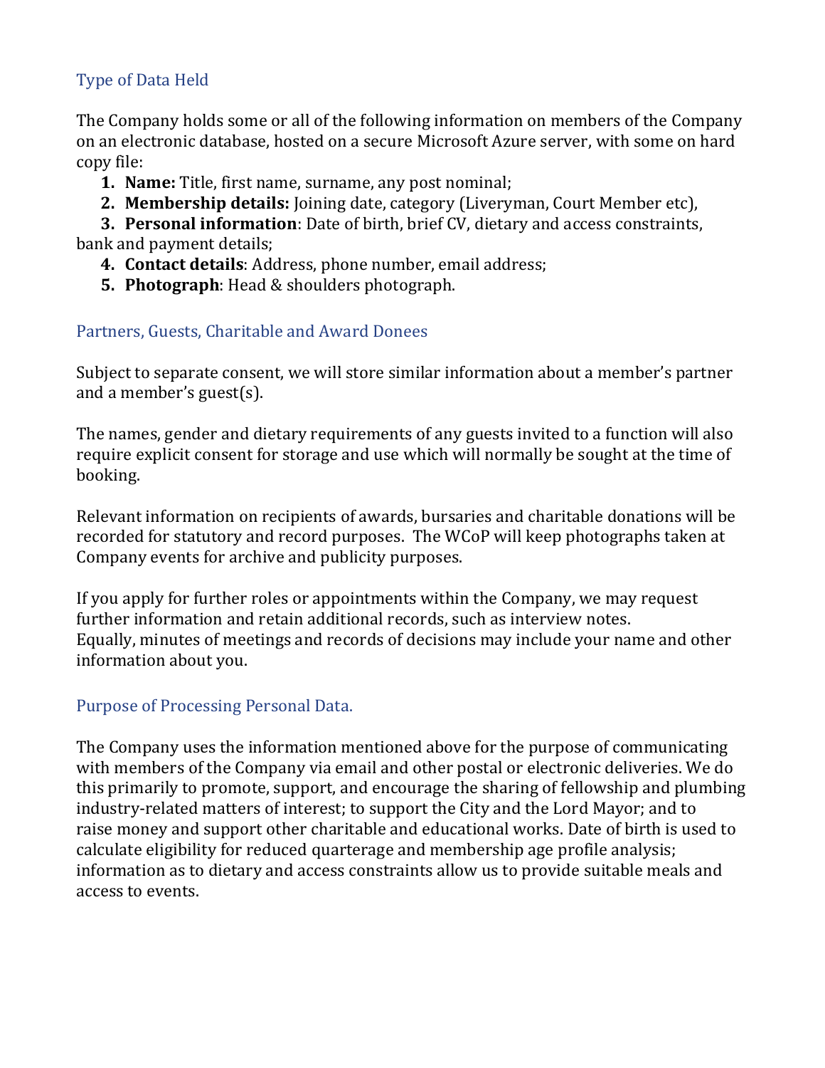## Type of Data Held

The Company holds some or all of the following information on members of the Company on an electronic database, hosted on a secure Microsoft Azure server, with some on hard copy file:

1. **Name:** Title, first name, surname, any post nominal;
2. **Membership details:** Joining date, category (Liveryman, Court Member etc),
3. **Personal information**: Date of birth, brief CV, dietary and access constraints, bank and payment details;
4. **Contact details**: Address, phone number, email address;
5. **Photograph**: Head & shoulders photograph.

## Partners, Guests, Charitable and Award Donees

Subject to separate consent, we will store similar information about a member's partner and a member's guest(s).

The names, gender and dietary requirements of any guests invited to a function will also require explicit consent for storage and use which will normally be sought at the time of booking.

Relevant information on recipients of awards, bursaries and charitable donations will be recorded for statutory and record purposes. The WCoP will keep photographs taken at Company events for archive and publicity purposes.

If you apply for further roles or appointments within the Company, we may request further information and retain additional records, such as interview notes. Equally, minutes of meetings and records of decisions may include your name and other information about you.

## Purpose of Processing Personal Data.

The Company uses the information mentioned above for the purpose of communicating with members of the Company via email and other postal or electronic deliveries. We do this primarily to promote, support, and encourage the sharing of fellowship and plumbing industry-related matters of interest; to support the City and the Lord Mayor; and to raise money and support other charitable and educational works. Date of birth is used to calculate eligibility for reduced quarterage and membership age profile analysis; information as to dietary and access constraints allow us to provide suitable meals and access to events.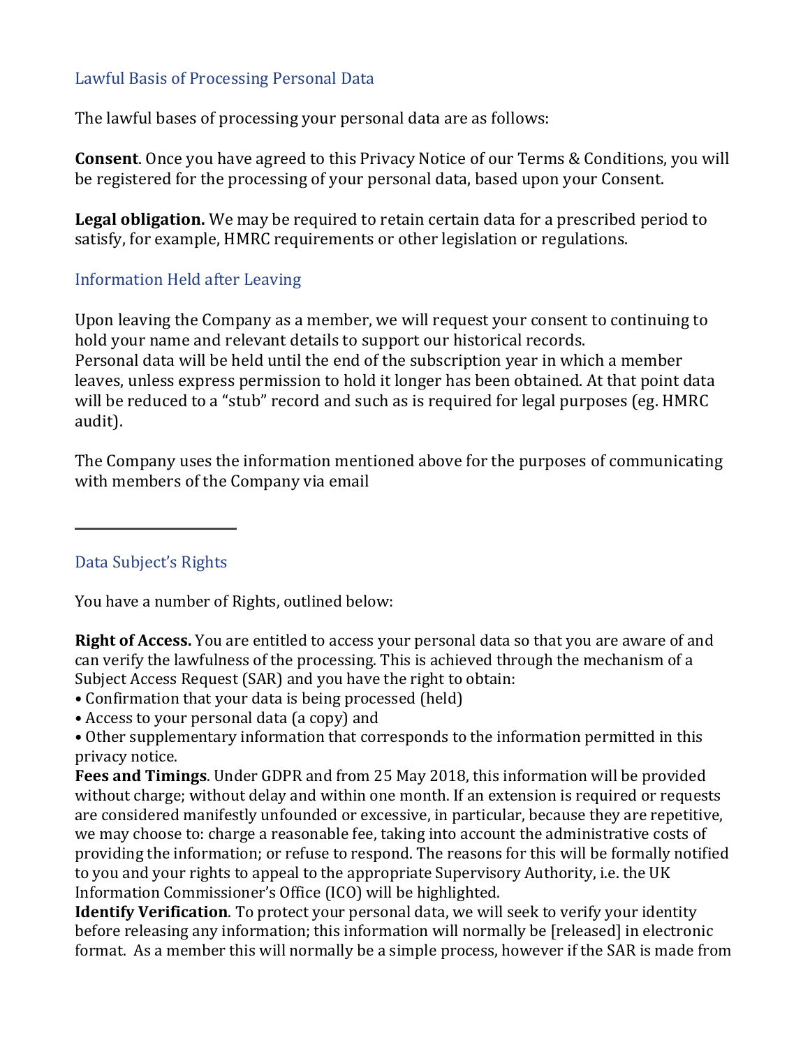## Lawful Basis of Processing Personal Data

The lawful bases of processing your personal data are as follows:

**Consent**. Once you have agreed to this Privacy Notice of our Terms & Conditions, you will be registered for the processing of your personal data, based upon your Consent.

**Legal obligation.** We may be required to retain certain data for a prescribed period to satisfy, for example, HMRC requirements or other legislation or regulations.

## Information Held after Leaving

Upon leaving the Company as a member, we will request your consent to continuing to hold your name and relevant details to support our historical records.
Personal data will be held until the end of the subscription year in which a member leaves, unless express permission to hold it longer has been obtained. At that point data will be reduced to a "stub" record and such as is required for legal purposes (eg. HMRC audit).

The Company uses the information mentioned above for the purposes of communicating with members of the Company via email

---

## Data Subject's Rights

You have a number of Rights, outlined below:

**Right of Access.** You are entitled to access your personal data so that you are aware of and can verify the lawfulness of the processing. This is achieved through the mechanism of a Subject Access Request (SAR) and you have the right to obtain:

- Confirmation that your data is being processed (held)
- Access to your personal data (a copy) and
- Other supplementary information that corresponds to the information permitted in this privacy notice.

**Fees and Timings**. Under GDPR and from 25 May 2018, this information will be provided without charge; without delay and within one month. If an extension is required or requests are considered manifestly unfounded or excessive, in particular, because they are repetitive, we may choose to: charge a reasonable fee, taking into account the administrative costs of providing the information; or refuse to respond. The reasons for this will be formally notified to you and your rights to appeal to the appropriate Supervisory Authority, i.e. the UK Information Commissioner's Office (ICO) will be highlighted.
**Identify Verification**. To protect your personal data, we will seek to verify your identity before releasing any information; this information will normally be [released] in electronic format. As a member this will normally be a simple process, however if the SAR is made from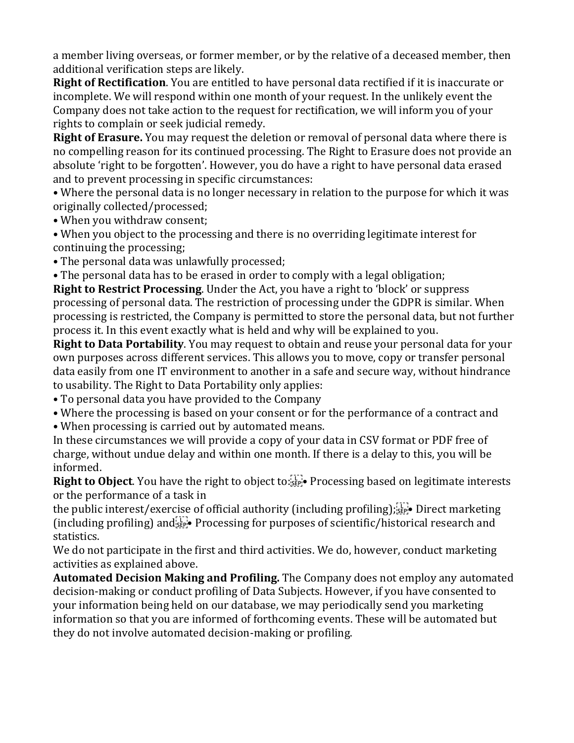a member living overseas, or former member, or by the relative of a deceased member, then additional verification steps are likely.

**Right of Rectification**. You are entitled to have personal data rectified if it is inaccurate or incomplete. We will respond within one month of your request. In the unlikely event the Company does not take action to the request for rectification, we will inform you of your rights to complain or seek judicial remedy.

**Right of Erasure.** You may request the deletion or removal of personal data where there is no compelling reason for its continued processing. The Right to Erasure does not provide an absolute 'right to be forgotten'. However, you do have a right to have personal data erased and to prevent processing in specific circumstances:

- Where the personal data is no longer necessary in relation to the purpose for which it was originally collected/processed;
- When you withdraw consent;
- When you object to the processing and there is no overriding legitimate interest for continuing the processing;
- The personal data was unlawfully processed;
- The personal data has to be erased in order to comply with a legal obligation;

**Right to Restrict Processing**. Under the Act, you have a right to 'block' or suppress processing of personal data. The restriction of processing under the GDPR is similar. When processing is restricted, the Company is permitted to store the personal data, but not further process it. In this event exactly what is held and why will be explained to you.

**Right to Data Portability**. You may request to obtain and reuse your personal data for your own purposes across different services. This allows you to move, copy or transfer personal data easily from one IT environment to another in a safe and secure way, without hindrance to usability. The Right to Data Portability only applies:

- To personal data you have provided to the Company
- Where the processing is based on your consent or for the performance of a contract and
- When processing is carried out by automated means.

In these circumstances we will provide a copy of your data in CSV format or PDF free of charge, without undue delay and within one month. If there is a delay to this, you will be informed.

**Right to Object**. You have the right to object to:

- Processing based on legitimate interests or the performance of a task in the public interest/exercise of official authority (including profiling);
- Direct marketing (including profiling) and
- Processing for purposes of scientific/historical research and statistics.

We do not participate in the first and third activities. We do, however, conduct marketing activities as explained above.

**Automated Decision Making and Profiling.** The Company does not employ any automated decision-making or conduct profiling of Data Subjects. However, if you have consented to your information being held on our database, we may periodically send you marketing information so that you are informed of forthcoming events. These will be automated but they do not involve automated decision-making or profiling.